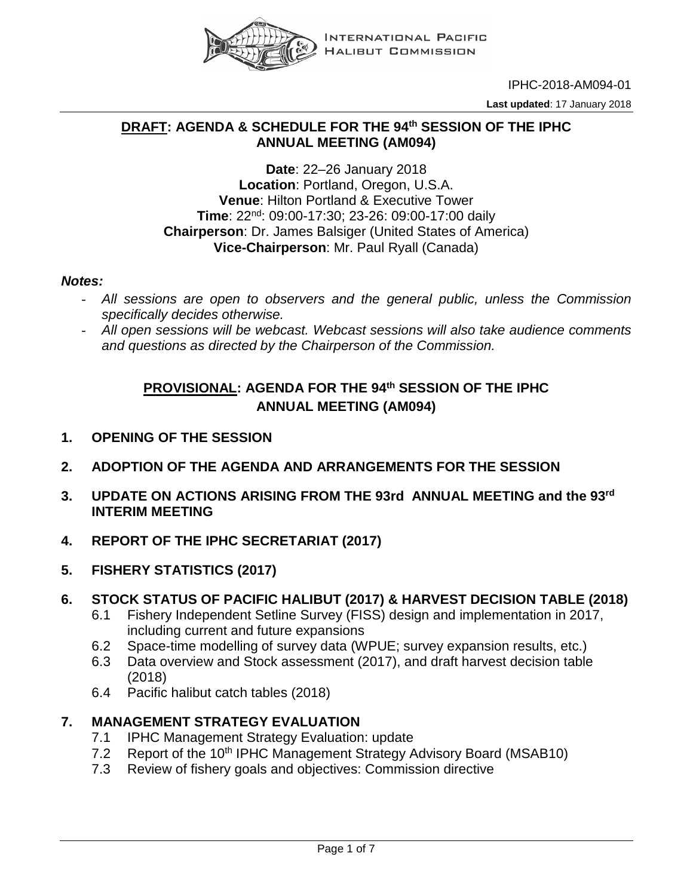IPHC-2018-AM094-01

**Last updated**: 17 January 2018

## DRAFT: AGENDA & SCHEDULE FOR THE 94th SESSION OF THE IPHC ANNUAL MEETING (AM094)

**Date**: 22–26 January 2018
**Location**: Portland, Oregon, U.S.A.
**Venue**: Hilton Portland & Executive Tower
**Time**: 22nd: 09:00-17:30; 23-26: 09:00-17:00 daily
**Chairperson**: Dr. James Balsiger (United States of America)
**Vice-Chairperson**: Mr. Paul Ryall (Canada)

***Notes:***

- *All sessions are open to observers and the general public, unless the Commission specifically decides otherwise.*
- *All open sessions will be webcast. Webcast sessions will also take audience comments and questions as directed by the Chairperson of the Commission.*

## PROVISIONAL: AGENDA FOR THE 94th SESSION OF THE IPHC ANNUAL MEETING (AM094)

**1. OPENING OF THE SESSION**

**2. ADOPTION OF THE AGENDA AND ARRANGEMENTS FOR THE SESSION**

**3. UPDATE ON ACTIONS ARISING FROM THE 93rd ANNUAL MEETING and the 93rd INTERIM MEETING**

**4. REPORT OF THE IPHC SECRETARIAT (2017)**

**5. FISHERY STATISTICS (2017)**

**6. STOCK STATUS OF PACIFIC HALIBUT (2017) & HARVEST DECISION TABLE (2018)**

- 6.1 Fishery Independent Setline Survey (FISS) design and implementation in 2017, including current and future expansions
- 6.2 Space-time modelling of survey data (WPUE; survey expansion results, etc.)
- 6.3 Data overview and Stock assessment (2017), and draft harvest decision table (2018)
- 6.4 Pacific halibut catch tables (2018)

**7. MANAGEMENT STRATEGY EVALUATION**

- 7.1 IPHC Management Strategy Evaluation: update
- 7.2 Report of the 10th IPHC Management Strategy Advisory Board (MSAB10)
- 7.3 Review of fishery goals and objectives: Commission directive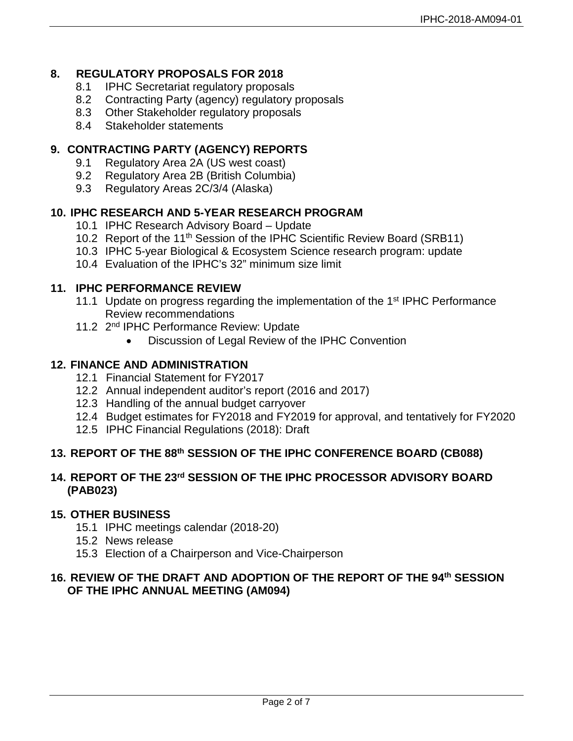**8. REGULATORY PROPOSALS FOR 2018**

- 8.1 IPHC Secretariat regulatory proposals
- 8.2 Contracting Party (agency) regulatory proposals
- 8.3 Other Stakeholder regulatory proposals
- 8.4 Stakeholder statements

**9. CONTRACTING PARTY (AGENCY) REPORTS**

- 9.1 Regulatory Area 2A (US west coast)
- 9.2 Regulatory Area 2B (British Columbia)
- 9.3 Regulatory Areas 2C/3/4 (Alaska)

**10. IPHC RESEARCH AND 5-YEAR RESEARCH PROGRAM**

- 10.1 IPHC Research Advisory Board – Update
- 10.2 Report of the 11th Session of the IPHC Scientific Review Board (SRB11)
- 10.3 IPHC 5-year Biological & Ecosystem Science research program: update
- 10.4 Evaluation of the IPHC's 32" minimum size limit

**11. IPHC PERFORMANCE REVIEW**

- 11.1 Update on progress regarding the implementation of the 1st IPHC Performance Review recommendations
- 11.2 2nd IPHC Performance Review: Update
  - Discussion of Legal Review of the IPHC Convention

**12. FINANCE AND ADMINISTRATION**

- 12.1 Financial Statement for FY2017
- 12.2 Annual independent auditor's report (2016 and 2017)
- 12.3 Handling of the annual budget carryover
- 12.4 Budget estimates for FY2018 and FY2019 for approval, and tentatively for FY2020
- 12.5 IPHC Financial Regulations (2018): Draft

**13. REPORT OF THE 88th SESSION OF THE IPHC CONFERENCE BOARD (CB088)**

**14. REPORT OF THE 23rd SESSION OF THE IPHC PROCESSOR ADVISORY BOARD (PAB023)**

**15. OTHER BUSINESS**

- 15.1 IPHC meetings calendar (2018-20)
- 15.2 News release
- 15.3 Election of a Chairperson and Vice-Chairperson

**16. REVIEW OF THE DRAFT AND ADOPTION OF THE REPORT OF THE 94th SESSION OF THE IPHC ANNUAL MEETING (AM094)**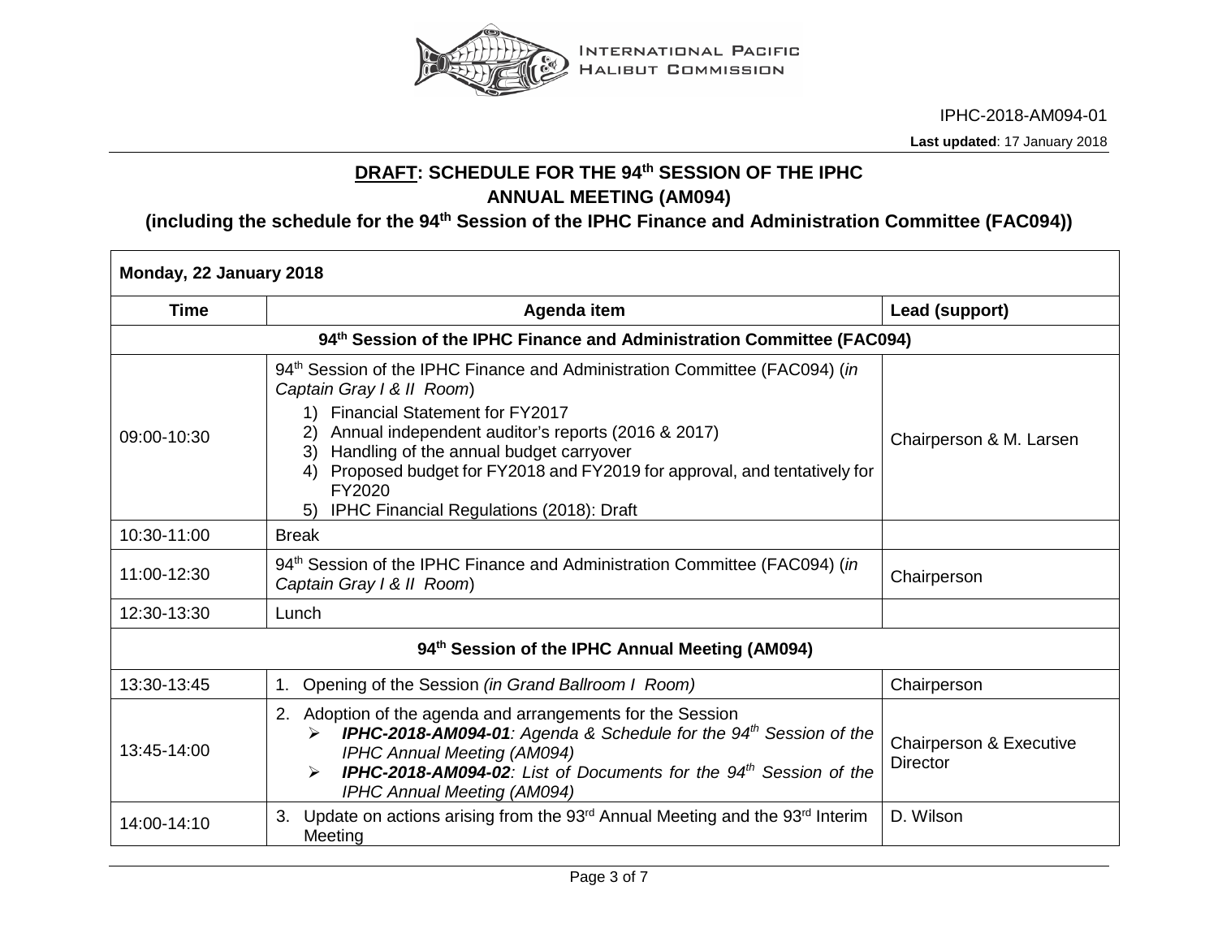IPHC-2018-AM094-01

**Last updated**: 17 January 2018

# DRAFT: SCHEDULE FOR THE 94th SESSION OF THE IPHC ANNUAL MEETING (AM094)

## (including the schedule for the 94th Session of the IPHC Finance and Administration Committee (FAC094))

| **Monday, 22 January 2018** | | |
|---|---|---|
| **Time** | **Agenda item** | **Lead (support)** |
| **94th Session of the IPHC Finance and Administration Committee (FAC094)** | | |
| 09:00-10:30 | 94th Session of the IPHC Finance and Administration Committee (FAC094) (*in Captain Gray I & II Room*)<br>1) Financial Statement for FY2017<br>2) Annual independent auditor's reports (2016 & 2017)<br>3) Handling of the annual budget carryover<br>4) Proposed budget for FY2018 and FY2019 for approval, and tentatively for FY2020<br>5) IPHC Financial Regulations (2018): Draft | Chairperson & M. Larsen |
| 10:30-11:00 | Break | |
| 11:00-12:30 | 94th Session of the IPHC Finance and Administration Committee (FAC094) (*in Captain Gray I & II Room*) | Chairperson |
| 12:30-13:30 | Lunch | |
| **94th Session of the IPHC Annual Meeting (AM094)** | | |
| 13:30-13:45 | 1. Opening of the Session *(in Grand Ballroom I Room)* | Chairperson |
| 13:45-14:00 | 2. Adoption of the agenda and arrangements for the Session<br>➢ ***IPHC-2018-AM094-01****: Agenda & Schedule for the 94th Session of the IPHC Annual Meeting (AM094)*<br>➢ ***IPHC-2018-AM094-02****: List of Documents for the 94th Session of the IPHC Annual Meeting (AM094)* | Chairperson & Executive Director |
| 14:00-14:10 | 3. Update on actions arising from the 93rd Annual Meeting and the 93rd Interim Meeting | D. Wilson |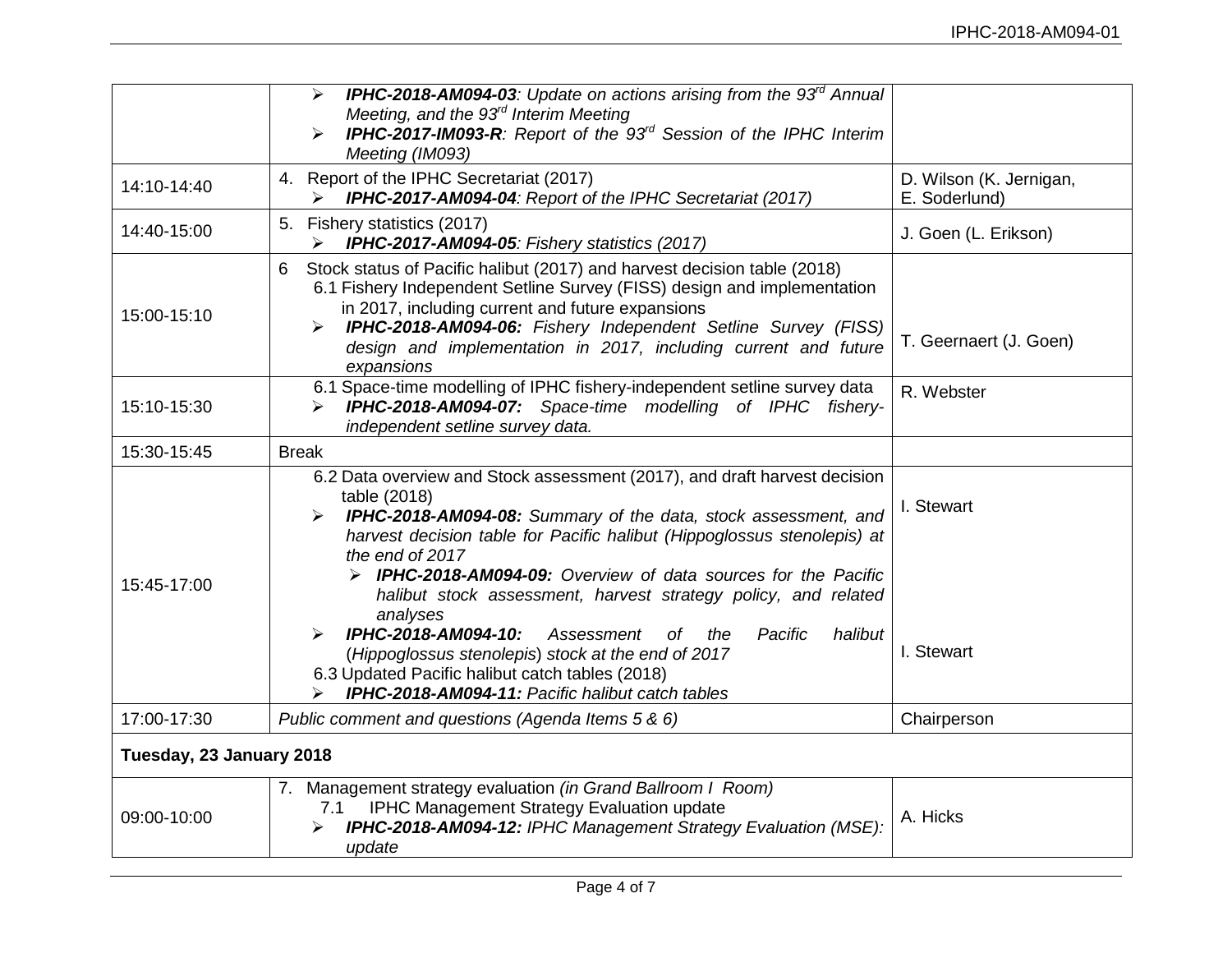| | | |
|---|---|---|
| | ➢ ***IPHC-2018-AM094-03**: Update on actions arising from the 93rd Annual Meeting, and the 93rd Interim Meeting*<br>➢ ***IPHC-2017-IM093-R**: Report of the 93rd Session of the IPHC Interim Meeting (IM093)* | |
| 14:10-14:40 | 4. Report of the IPHC Secretariat (2017)<br>➢ ***IPHC-2017-AM094-04**: Report of the IPHC Secretariat (2017)* | D. Wilson (K. Jernigan, E. Soderlund) |
| 14:40-15:00 | 5. Fishery statistics (2017)<br>➢ ***IPHC-2017-AM094-05**: Fishery statistics (2017)* | J. Goen (L. Erikson) |
| 15:00-15:10 | 6 Stock status of Pacific halibut (2017) and harvest decision table (2018)<br>6.1 Fishery Independent Setline Survey (FISS) design and implementation in 2017, including current and future expansions<br>➢ ***IPHC-2018-AM094-06:** Fishery Independent Setline Survey (FISS) design and implementation in 2017, including current and future expansions* | T. Geernaert (J. Goen) |
| 15:10-15:30 | 6.1 Space-time modelling of IPHC fishery-independent setline survey data<br>➢ ***IPHC-2018-AM094-07:** Space-time modelling of IPHC fishery-independent setline survey data.* | R. Webster |
| 15:30-15:45 | Break | |
| 15:45-17:00 | 6.2 Data overview and Stock assessment (2017), and draft harvest decision table (2018)<br>➢ ***IPHC-2018-AM094-08:** Summary of the data, stock assessment, and harvest decision table for Pacific halibut (Hippoglossus stenolepis) at the end of 2017*<br>➢ ***IPHC-2018-AM094-09:** Overview of data sources for the Pacific halibut stock assessment, harvest strategy policy, and related analyses*<br>➢ ***IPHC-2018-AM094-10:** Assessment of the Pacific halibut (Hippoglossus stenolepis) stock at the end of 2017*<br>6.3 Updated Pacific halibut catch tables (2018)<br>➢ ***IPHC-2018-AM094-11:** Pacific halibut catch tables* | I. Stewart<br><br>I. Stewart |
| 17:00-17:30 | *Public comment and questions (Agenda Items 5 & 6)* | Chairperson |
| **Tuesday, 23 January 2018** | | |
| 09:00-10:00 | 7. Management strategy evaluation *(in Grand Ballroom I Room)*<br>7.1 IPHC Management Strategy Evaluation update<br>➢ ***IPHC-2018-AM094-12:** IPHC Management Strategy Evaluation (MSE): update* | A. Hicks |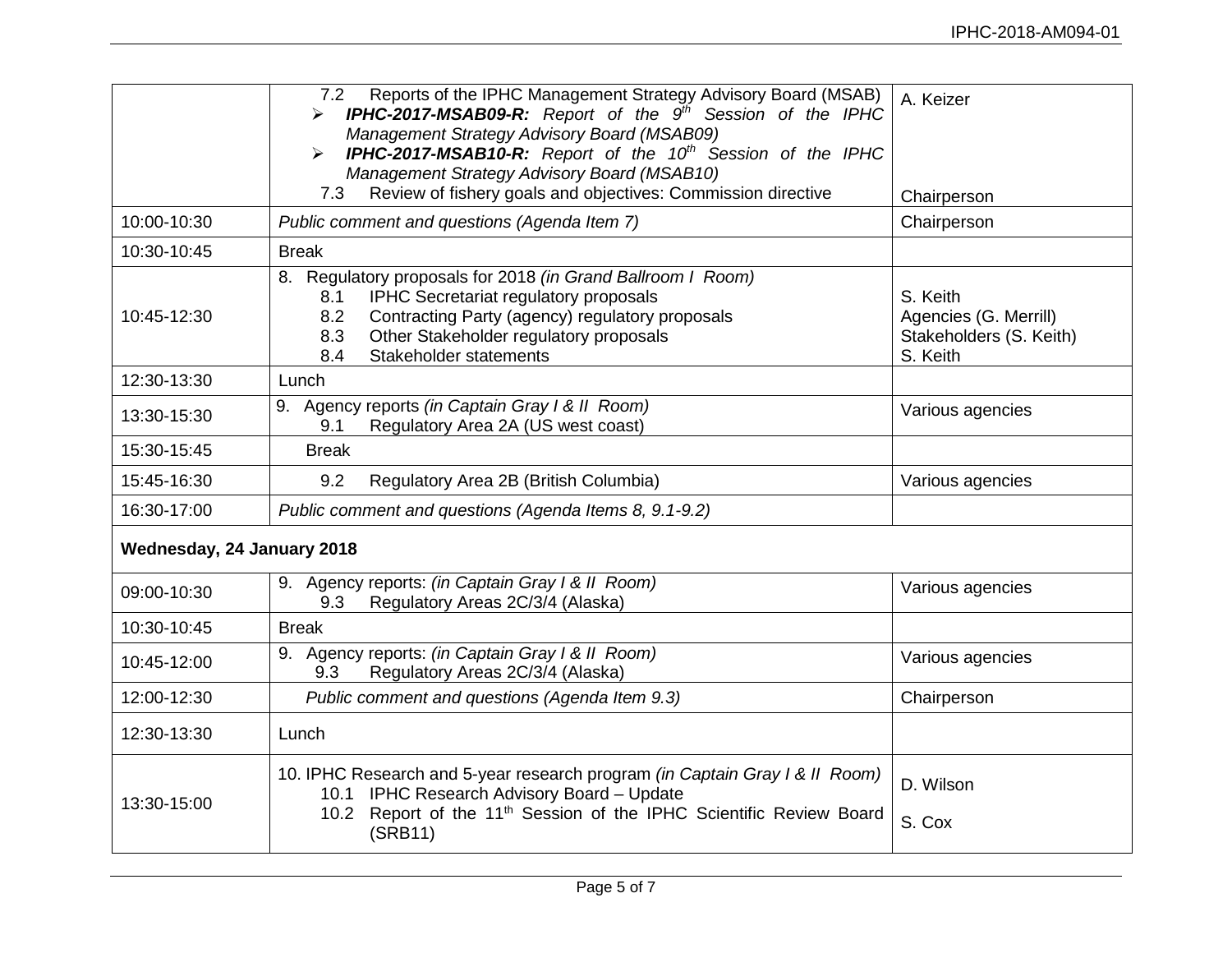| | | |
|---|---|---|
| | 7.2 Reports of the IPHC Management Strategy Advisory Board (MSAB)<br>➢ ***IPHC-2017-MSAB09-R:*** *Report of the 9th Session of the IPHC Management Strategy Advisory Board (MSAB09)*<br>➢ ***IPHC-2017-MSAB10-R:*** *Report of the 10th Session of the IPHC Management Strategy Advisory Board (MSAB10)*<br>7.3 Review of fishery goals and objectives: Commission directive | A. Keizer<br><br><br><br>Chairperson |
| 10:00-10:30 | *Public comment and questions (Agenda Item 7)* | Chairperson |
| 10:30-10:45 | Break | |
| 10:45-12:30 | 8. Regulatory proposals for 2018 *(in Grand Ballroom I Room)*<br>8.1 IPHC Secretariat regulatory proposals<br>8.2 Contracting Party (agency) regulatory proposals<br>8.3 Other Stakeholder regulatory proposals<br>8.4 Stakeholder statements | <br>S. Keith<br>Agencies (G. Merrill)<br>Stakeholders (S. Keith)<br>S. Keith |
| 12:30-13:30 | Lunch | |
| 13:30-15:30 | 9. Agency reports *(in Captain Gray I & II Room)*<br>9.1 Regulatory Area 2A (US west coast) | Various agencies |
| 15:30-15:45 | Break | |
| 15:45-16:30 | 9.2 Regulatory Area 2B (British Columbia) | Various agencies |
| 16:30-17:00 | *Public comment and questions (Agenda Items 8, 9.1-9.2)* | |
| **Wednesday, 24 January 2018** | | |
| 09:00-10:30 | 9. Agency reports: *(in Captain Gray I & II Room)*<br>9.3 Regulatory Areas 2C/3/4 (Alaska) | Various agencies |
| 10:30-10:45 | Break | |
| 10:45-12:00 | 9. Agency reports: *(in Captain Gray I & II Room)*<br>9.3 Regulatory Areas 2C/3/4 (Alaska) | Various agencies |
| 12:00-12:30 | *Public comment and questions (Agenda Item 9.3)* | Chairperson |
| 12:30-13:30 | Lunch | |
| 13:30-15:00 | 10. IPHC Research and 5-year research program *(in Captain Gray I & II Room)*<br>10.1 IPHC Research Advisory Board – Update<br>10.2 Report of the 11th Session of the IPHC Scientific Review Board (SRB11) | D. Wilson<br><br>S. Cox |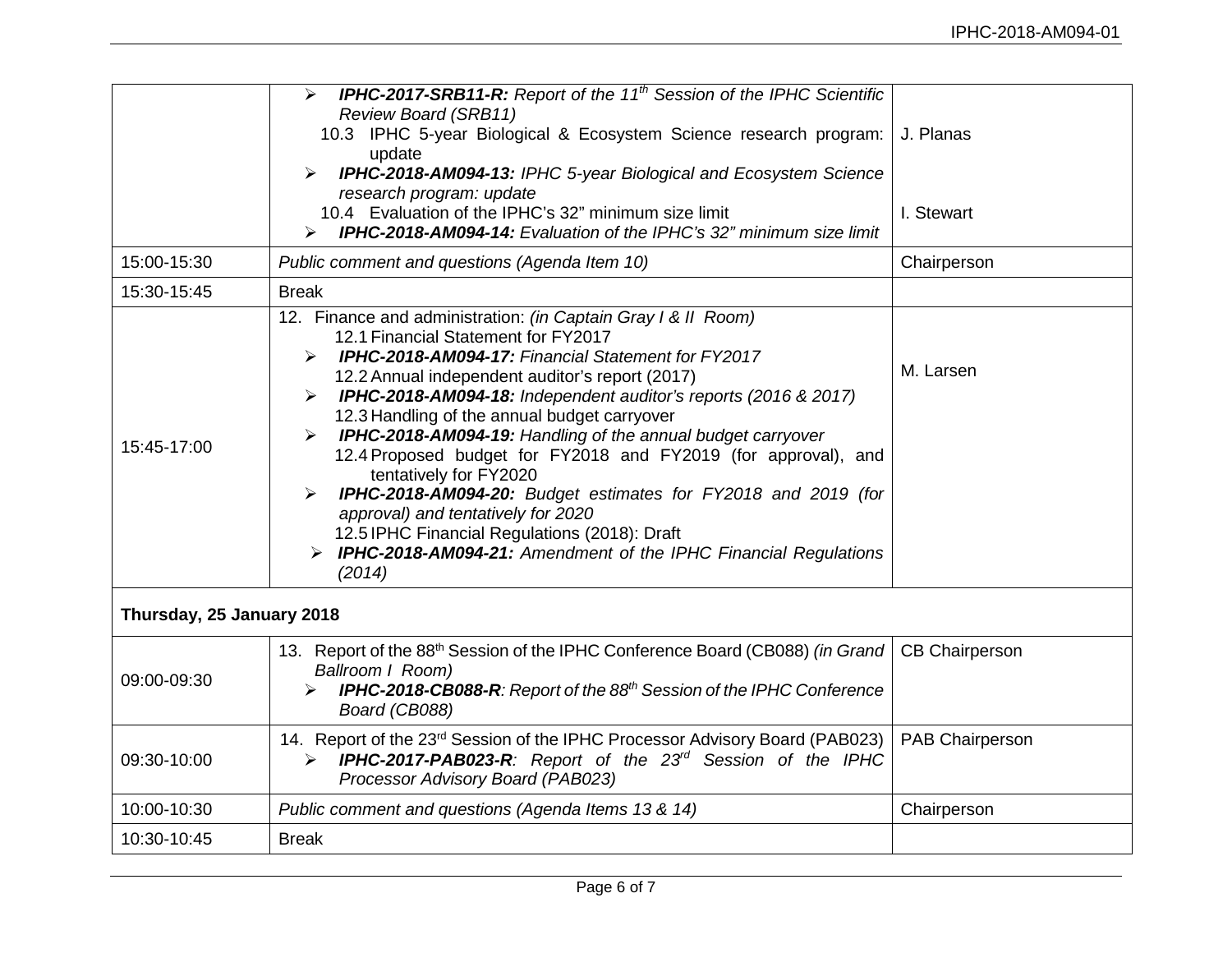| | | |
|---|---|---|
| | ➢ ***IPHC-2017-SRB11-R:*** *Report of the 11th Session of the IPHC Scientific Review Board (SRB11)*<br>10.3 IPHC 5-year Biological & Ecosystem Science research program: update<br>➢ ***IPHC-2018-AM094-13:*** *IPHC 5-year Biological and Ecosystem Science research program: update*<br>10.4 Evaluation of the IPHC's 32" minimum size limit<br>➢ ***IPHC-2018-AM094-14:*** *Evaluation of the IPHC's 32" minimum size limit* | J. Planas<br><br>I. Stewart |
| 15:00-15:30 | *Public comment and questions (Agenda Item 10)* | Chairperson |
| 15:30-15:45 | Break | |
| 15:45-17:00 | 12. Finance and administration: *(in Captain Gray I & II Room)*<br>12.1 Financial Statement for FY2017<br>➢ ***IPHC-2018-AM094-17:*** *Financial Statement for FY2017*<br>12.2 Annual independent auditor's report (2017)<br>➢ ***IPHC-2018-AM094-18:*** *Independent auditor's reports (2016 & 2017)*<br>12.3 Handling of the annual budget carryover<br>➢ ***IPHC-2018-AM094-19:*** *Handling of the annual budget carryover*<br>12.4 Proposed budget for FY2018 and FY2019 (for approval), and tentatively for FY2020<br>➢ ***IPHC-2018-AM094-20:*** *Budget estimates for FY2018 and 2019 (for approval) and tentatively for 2020*<br>12.5 IPHC Financial Regulations (2018): Draft<br>➢ ***IPHC-2018-AM094-21:*** *Amendment of the IPHC Financial Regulations (2014)* | M. Larsen |
| **Thursday, 25 January 2018** | | |
| 09:00-09:30 | 13. Report of the 88th Session of the IPHC Conference Board (CB088) *(in Grand Ballroom I Room)*<br>➢ ***IPHC-2018-CB088-R****: Report of the 88th Session of the IPHC Conference Board (CB088)* | CB Chairperson |
| 09:30-10:00 | 14. Report of the 23rd Session of the IPHC Processor Advisory Board (PAB023)<br>➢ ***IPHC-2017-PAB023-R****: Report of the 23rd Session of the IPHC Processor Advisory Board (PAB023)* | PAB Chairperson |
| 10:00-10:30 | *Public comment and questions (Agenda Items 13 & 14)* | Chairperson |
| 10:30-10:45 | Break | |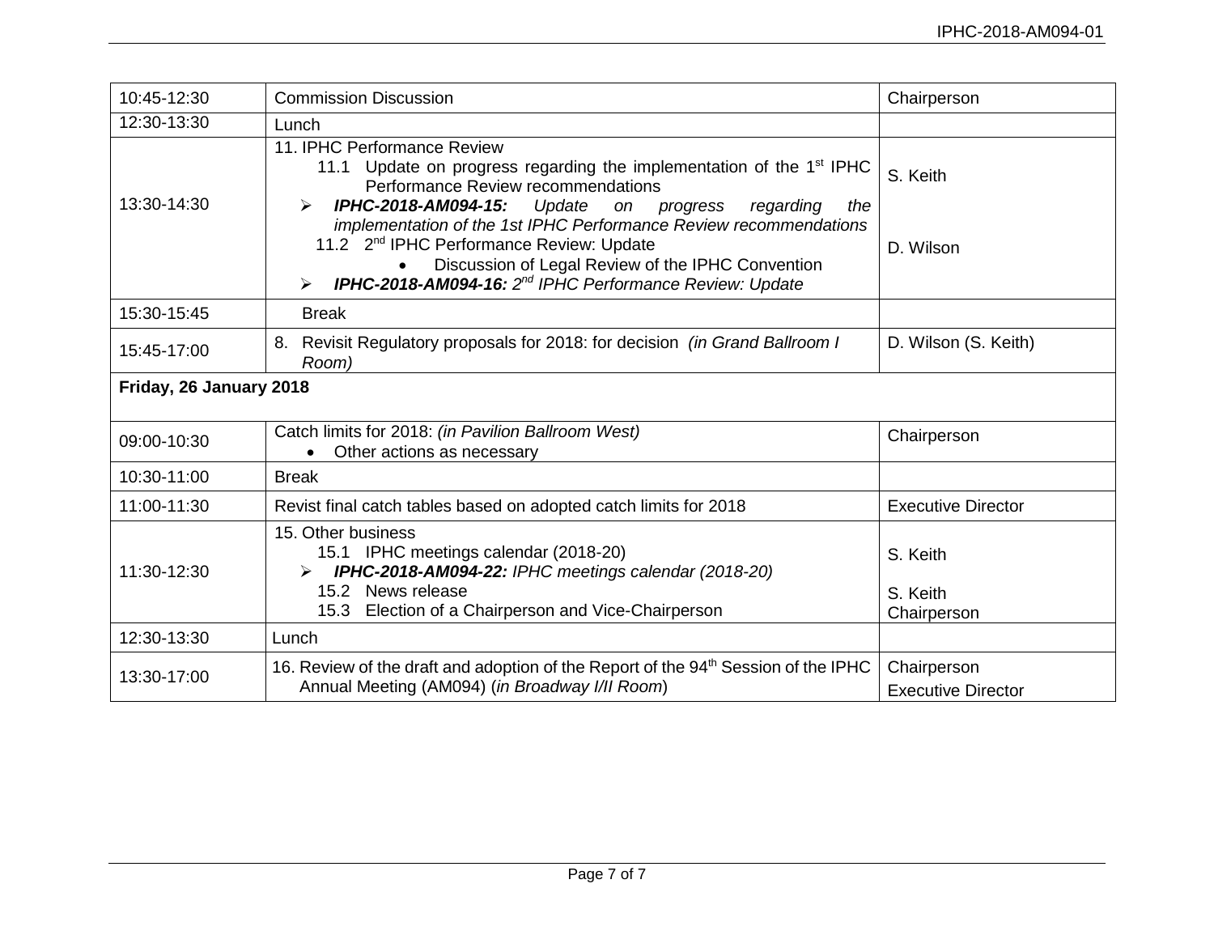| | | |
|---|---|---|
| 10:45-12:30 | Commission Discussion | Chairperson |
| 12:30-13:30 | Lunch | |
| 13:30-14:30 | 11. IPHC Performance Review<br>11.1 Update on progress regarding the implementation of the 1st IPHC Performance Review recommendations<br>➢ ***IPHC-2018-AM094-15:*** *Update on progress regarding the implementation of the 1st IPHC Performance Review recommendations*<br>11.2 2nd IPHC Performance Review: Update<br>• Discussion of Legal Review of the IPHC Convention<br>➢ ***IPHC-2018-AM094-16:*** *2nd IPHC Performance Review: Update* | S. Keith<br><br>D. Wilson |
| 15:30-15:45 | Break | |
| 15:45-17:00 | 8. Revisit Regulatory proposals for 2018: for decision *(in Grand Ballroom I Room)* | D. Wilson (S. Keith) |
| **Friday, 26 January 2018** | | |
| 09:00-10:30 | Catch limits for 2018: *(in Pavilion Ballroom West)*<br>• Other actions as necessary | Chairperson |
| 10:30-11:00 | Break | |
| 11:00-11:30 | Revist final catch tables based on adopted catch limits for 2018 | Executive Director |
| 11:30-12:30 | 15. Other business<br>15.1 IPHC meetings calendar (2018-20)<br>➢ ***IPHC-2018-AM094-22:*** *IPHC meetings calendar (2018-20)*<br>15.2 News release<br>15.3 Election of a Chairperson and Vice-Chairperson | S. Keith<br><br>S. Keith<br>Chairperson |
| 12:30-13:30 | Lunch | |
| 13:30-17:00 | 16. Review of the draft and adoption of the Report of the 94th Session of the IPHC Annual Meeting (AM094) (*in Broadway I/II Room*) | Chairperson<br>Executive Director |